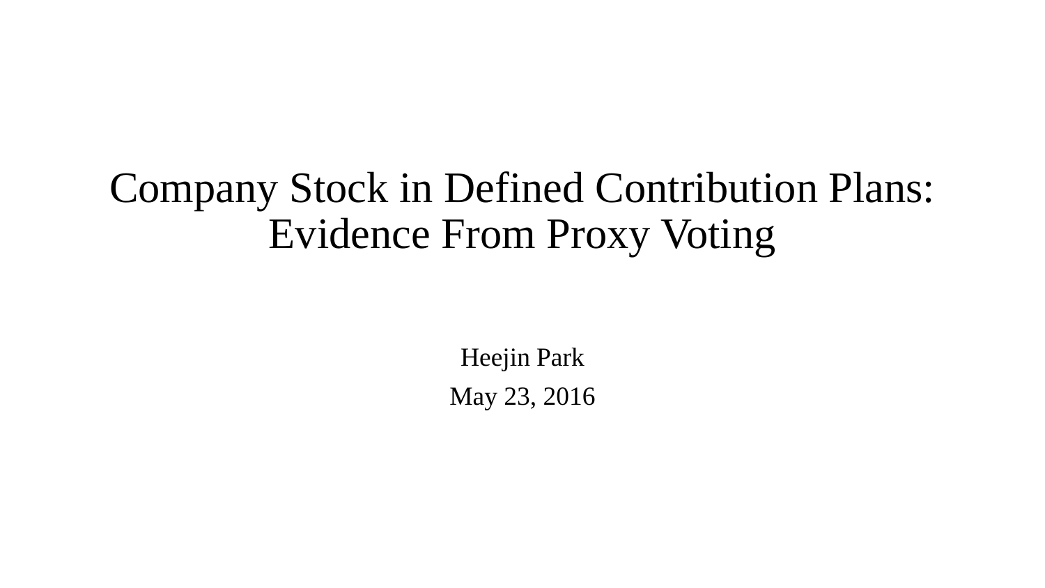# Company Stock in Defined Contribution Plans: Evidence From Proxy Voting

Heejin Park

May 23, 2016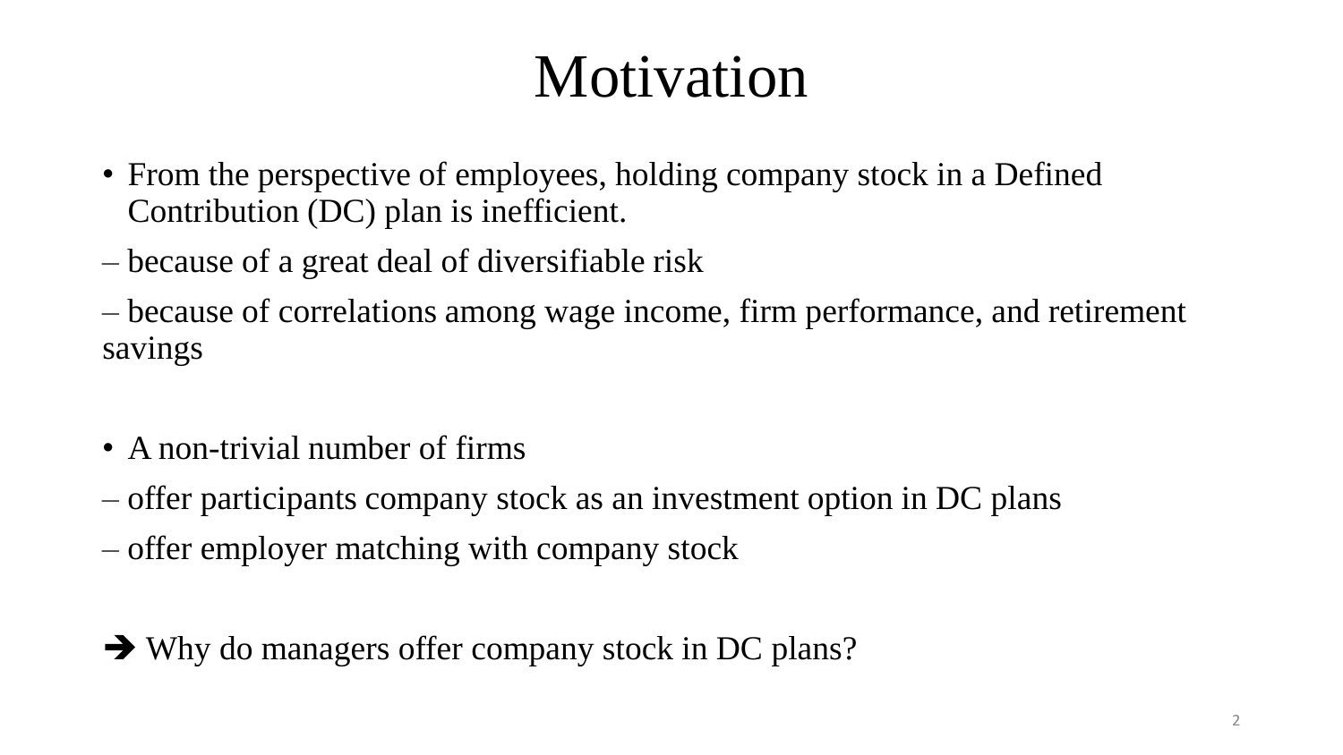# Motivation

- From the perspective of employees, holding company stock in a Defined Contribution (DC) plan is inefficient.

– because of a great deal of diversifiable risk

– because of correlations among wage income, firm performance, and retirement savings

- A non-trivial number of firms

– offer participants company stock as an investment option in DC plans

– offer employer matching with company stock

➔ Why do managers offer company stock in DC plans?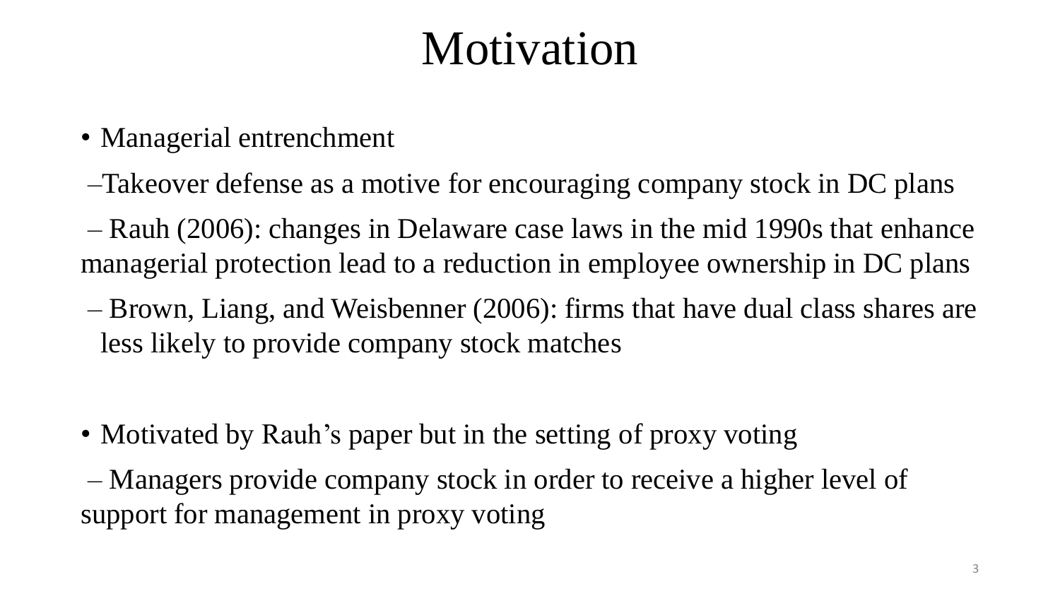# Motivation

- Managerial entrenchment
  - Takeover defense as a motive for encouraging company stock in DC plans
  - Rauh (2006): changes in Delaware case laws in the mid 1990s that enhance managerial protection lead to a reduction in employee ownership in DC plans
  - Brown, Liang, and Weisbenner (2006): firms that have dual class shares are less likely to provide company stock matches

- Motivated by Rauh's paper but in the setting of proxy voting
  - Managers provide company stock in order to receive a higher level of support for management in proxy voting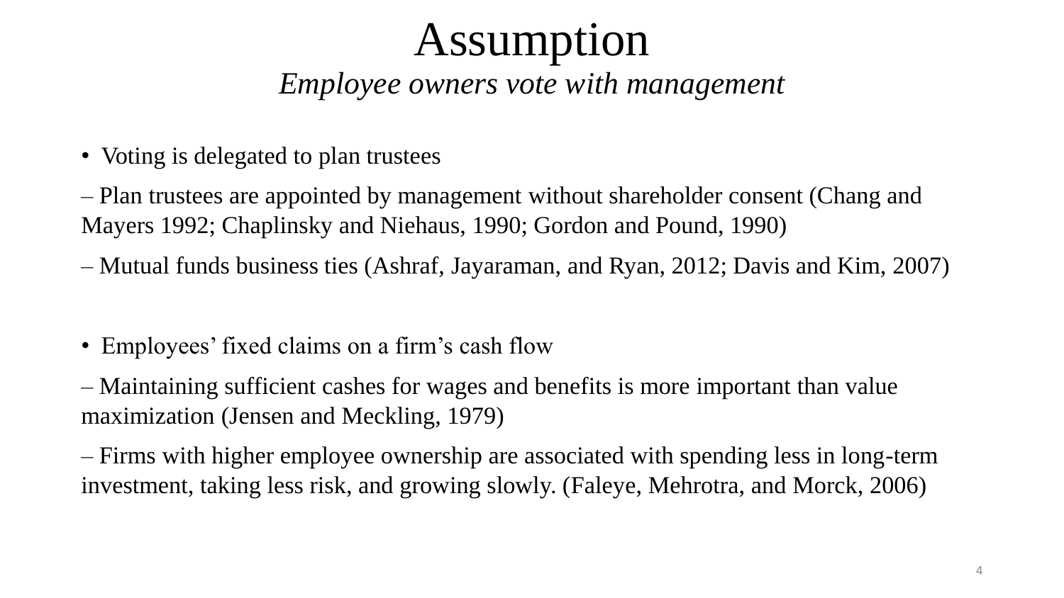# Assumption

*Employee owners vote with management*

- Voting is delegated to plan trustees

– Plan trustees are appointed by management without shareholder consent (Chang and Mayers 1992; Chaplinsky and Niehaus, 1990; Gordon and Pound, 1990)

– Mutual funds business ties (Ashraf, Jayaraman, and Ryan, 2012; Davis and Kim, 2007)

- Employees' fixed claims on a firm's cash flow

– Maintaining sufficient cashes for wages and benefits is more important than value maximization (Jensen and Meckling, 1979)

– Firms with higher employee ownership are associated with spending less in long-term investment, taking less risk, and growing slowly. (Faleye, Mehrotra, and Morck, 2006)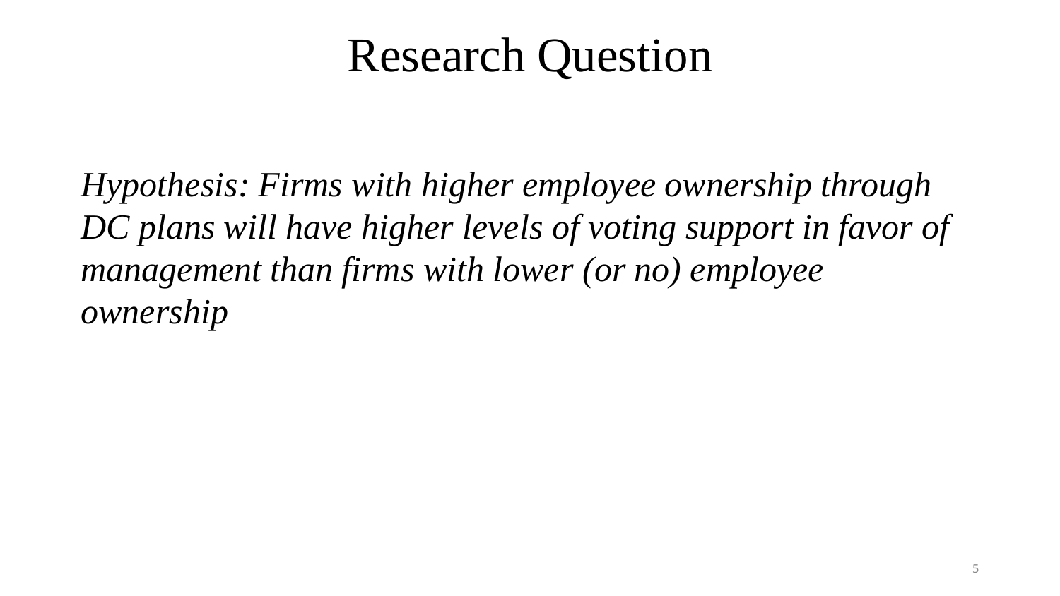# Research Question

*Hypothesis: Firms with higher employee ownership through DC plans will have higher levels of voting support in favor of management than firms with lower (or no) employee ownership*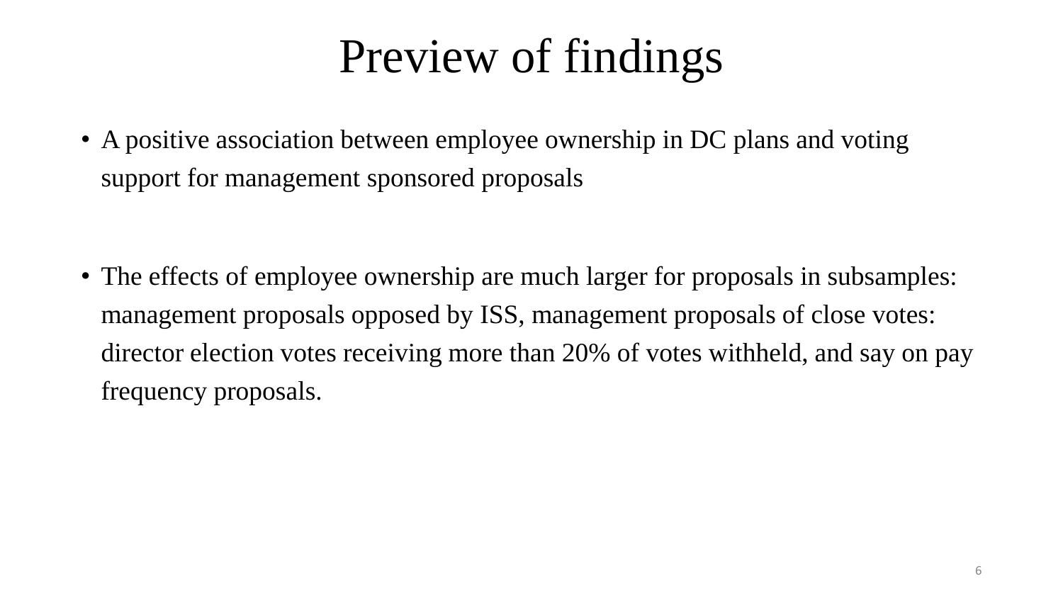# Preview of findings

- A positive association between employee ownership in DC plans and voting support for management sponsored proposals

- The effects of employee ownership are much larger for proposals in subsamples: management proposals opposed by ISS, management proposals of close votes: director election votes receiving more than 20% of votes withheld, and say on pay frequency proposals.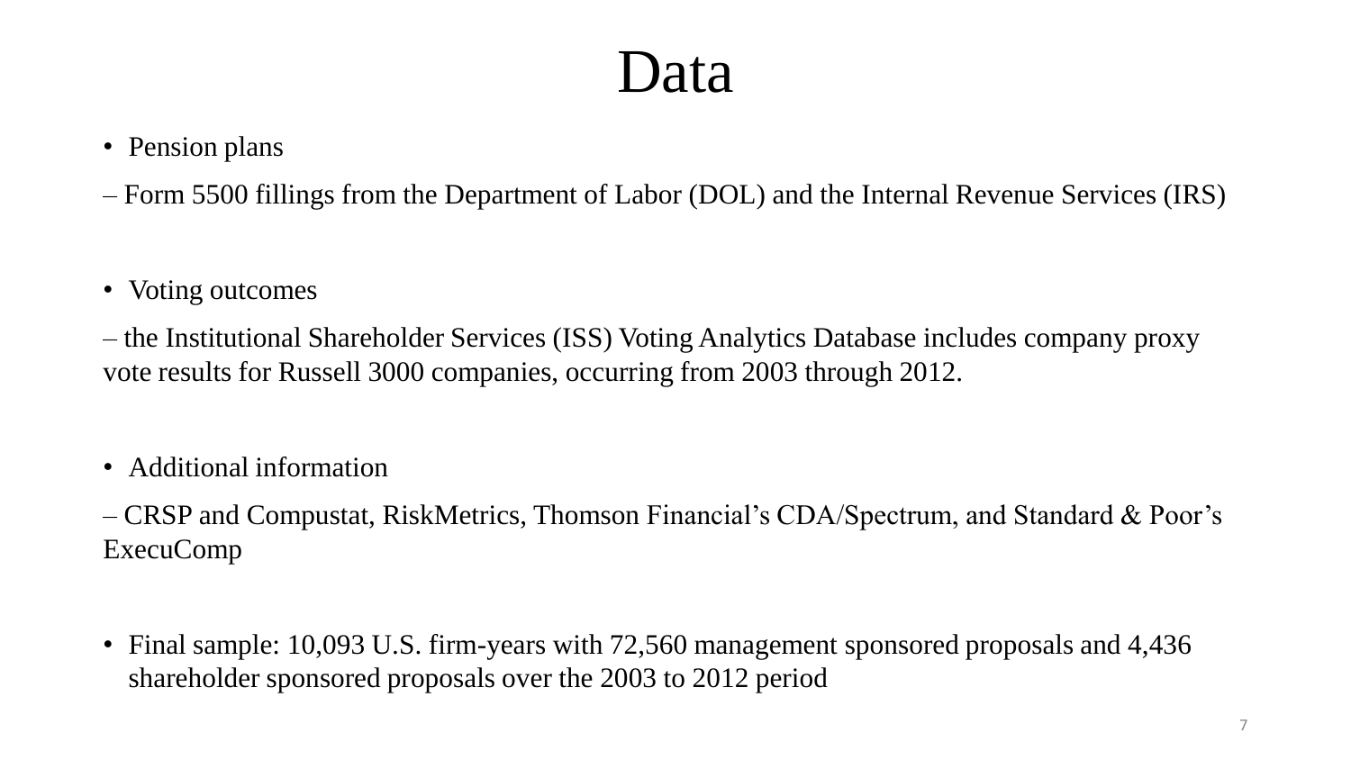# Data

- Pension plans

– Form 5500 fillings from the Department of Labor (DOL) and the Internal Revenue Services (IRS)

- Voting outcomes

– the Institutional Shareholder Services (ISS) Voting Analytics Database includes company proxy vote results for Russell 3000 companies, occurring from 2003 through 2012.

- Additional information

– CRSP and Compustat, RiskMetrics, Thomson Financial's CDA/Spectrum, and Standard & Poor's ExecuComp

- Final sample: 10,093 U.S. firm-years with 72,560 management sponsored proposals and 4,436 shareholder sponsored proposals over the 2003 to 2012 period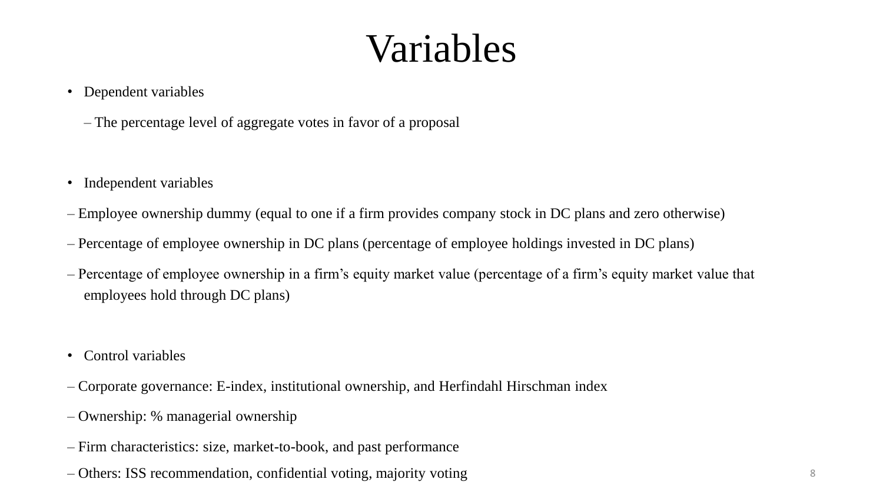# Variables

- Dependent variables
  - The percentage level of aggregate votes in favor of a proposal

- Independent variables
  - Employee ownership dummy (equal to one if a firm provides company stock in DC plans and zero otherwise)
  - Percentage of employee ownership in DC plans (percentage of employee holdings invested in DC plans)
  - Percentage of employee ownership in a firm's equity market value (percentage of a firm's equity market value that employees hold through DC plans)

- Control variables
  - Corporate governance: E-index, institutional ownership, and Herfindahl Hirschman index
  - Ownership: % managerial ownership
  - Firm characteristics: size, market-to-book, and past performance
  - Others: ISS recommendation, confidential voting, majority voting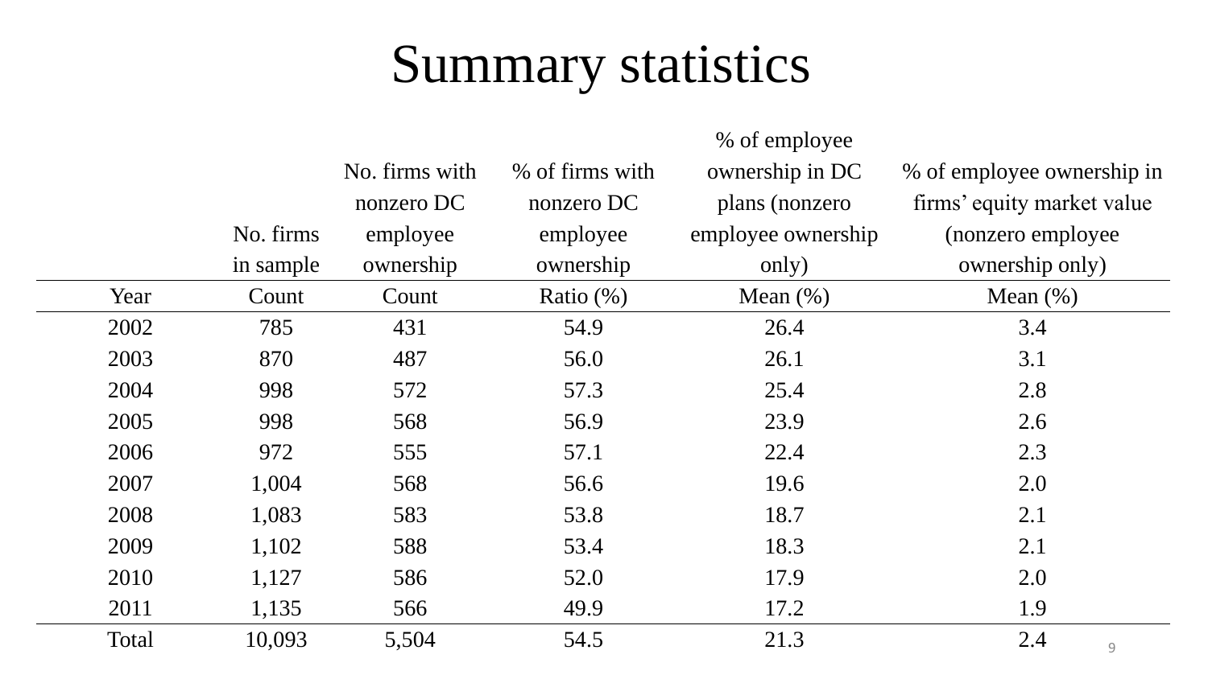# Summary statistics

| | No. firms in sample | No. firms with nonzero DC employee ownership | % of firms with nonzero DC employee ownership | % of employee ownership in DC plans (nonzero employee ownership only) | % of employee ownership in firms' equity market value (nonzero employee ownership only) |
|---|---|---|---|---|---|
| Year | Count | Count | Ratio (%) | Mean (%) | Mean (%) |
| 2002 | 785 | 431 | 54.9 | 26.4 | 3.4 |
| 2003 | 870 | 487 | 56.0 | 26.1 | 3.1 |
| 2004 | 998 | 572 | 57.3 | 25.4 | 2.8 |
| 2005 | 998 | 568 | 56.9 | 23.9 | 2.6 |
| 2006 | 972 | 555 | 57.1 | 22.4 | 2.3 |
| 2007 | 1,004 | 568 | 56.6 | 19.6 | 2.0 |
| 2008 | 1,083 | 583 | 53.8 | 18.7 | 2.1 |
| 2009 | 1,102 | 588 | 53.4 | 18.3 | 2.1 |
| 2010 | 1,127 | 586 | 52.0 | 17.9 | 2.0 |
| 2011 | 1,135 | 566 | 49.9 | 17.2 | 1.9 |
| Total | 10,093 | 5,504 | 54.5 | 21.3 | 2.4 |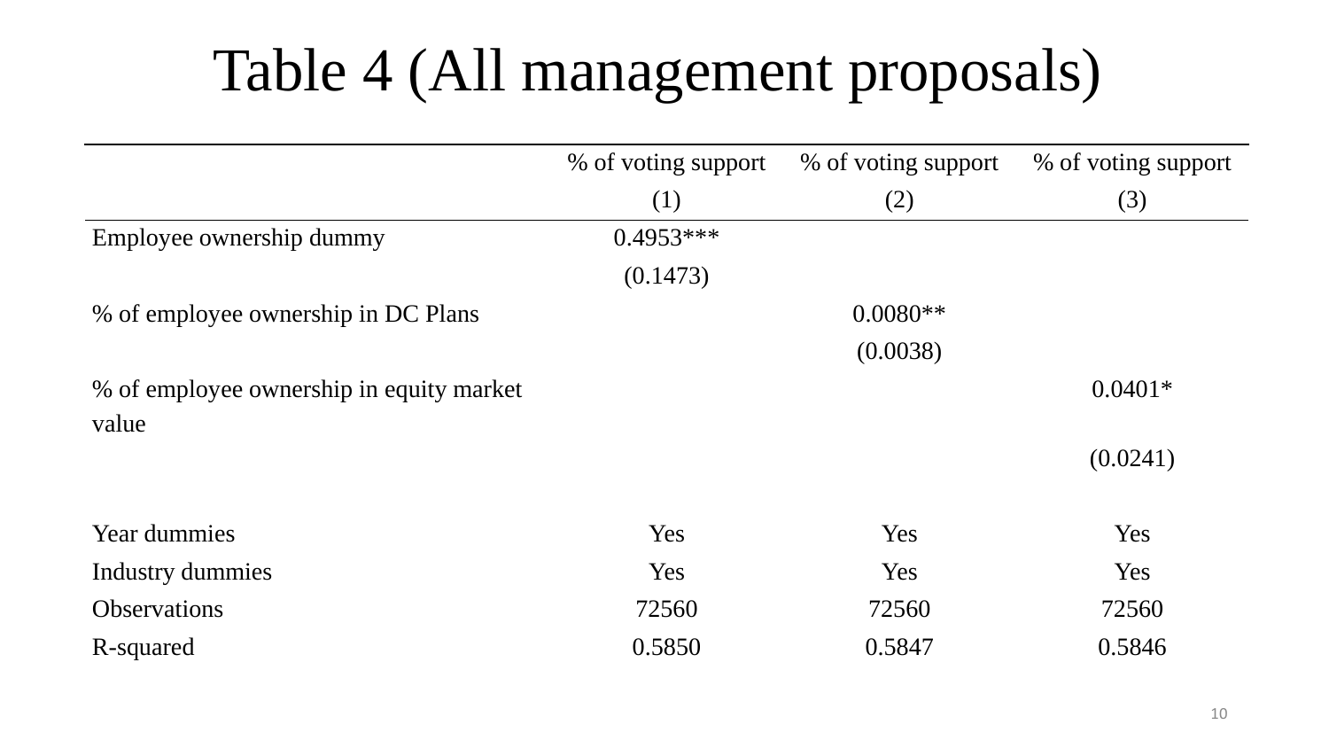# Table 4 (All management proposals)

| | % of voting support | % of voting support | % of voting support |
|---|---|---|---|
| | (1) | (2) | (3) |
| Employee ownership dummy | 0.4953*** | | |
| | (0.1473) | | |
| % of employee ownership in DC Plans | | 0.0080** | |
| | | (0.0038) | |
| % of employee ownership in equity market value | | | 0.0401* |
| | | | (0.0241) |
| Year dummies | Yes | Yes | Yes |
| Industry dummies | Yes | Yes | Yes |
| Observations | 72560 | 72560 | 72560 |
| R-squared | 0.5850 | 0.5847 | 0.5846 |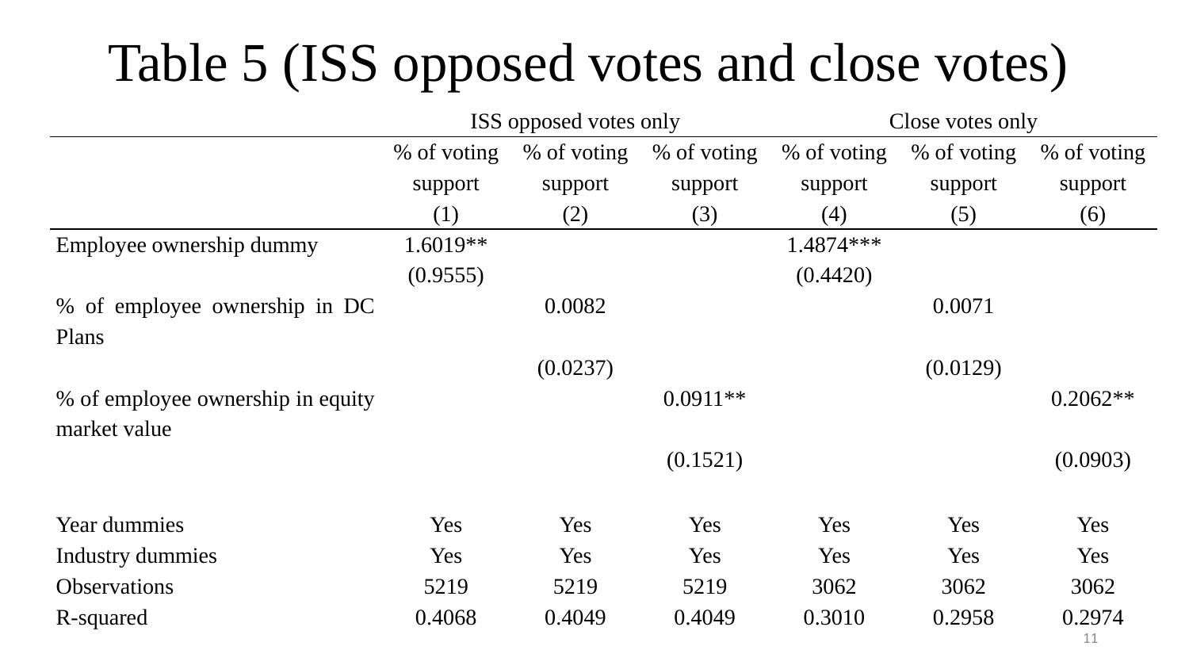# Table 5 (ISS opposed votes and close votes)

| | ISS opposed votes only | | | Close votes only | | |
|---|---|---|---|---|---|---|
| | % of voting support (1) | % of voting support (2) | % of voting support (3) | % of voting support (4) | % of voting support (5) | % of voting support (6) |
| Employee ownership dummy | 1.6019** | | | 1.4874*** | | |
| | (0.9555) | | | (0.4420) | | |
| % of employee ownership in DC Plans | | 0.0082 | | | 0.0071 | |
| | | (0.0237) | | | (0.0129) | |
| % of employee ownership in equity market value | | | 0.0911** | | | 0.2062** |
| | | | (0.1521) | | | (0.0903) |
| Year dummies | Yes | Yes | Yes | Yes | Yes | Yes |
| Industry dummies | Yes | Yes | Yes | Yes | Yes | Yes |
| Observations | 5219 | 5219 | 5219 | 3062 | 3062 | 3062 |
| R-squared | 0.4068 | 0.4049 | 0.4049 | 0.3010 | 0.2958 | 0.2974 |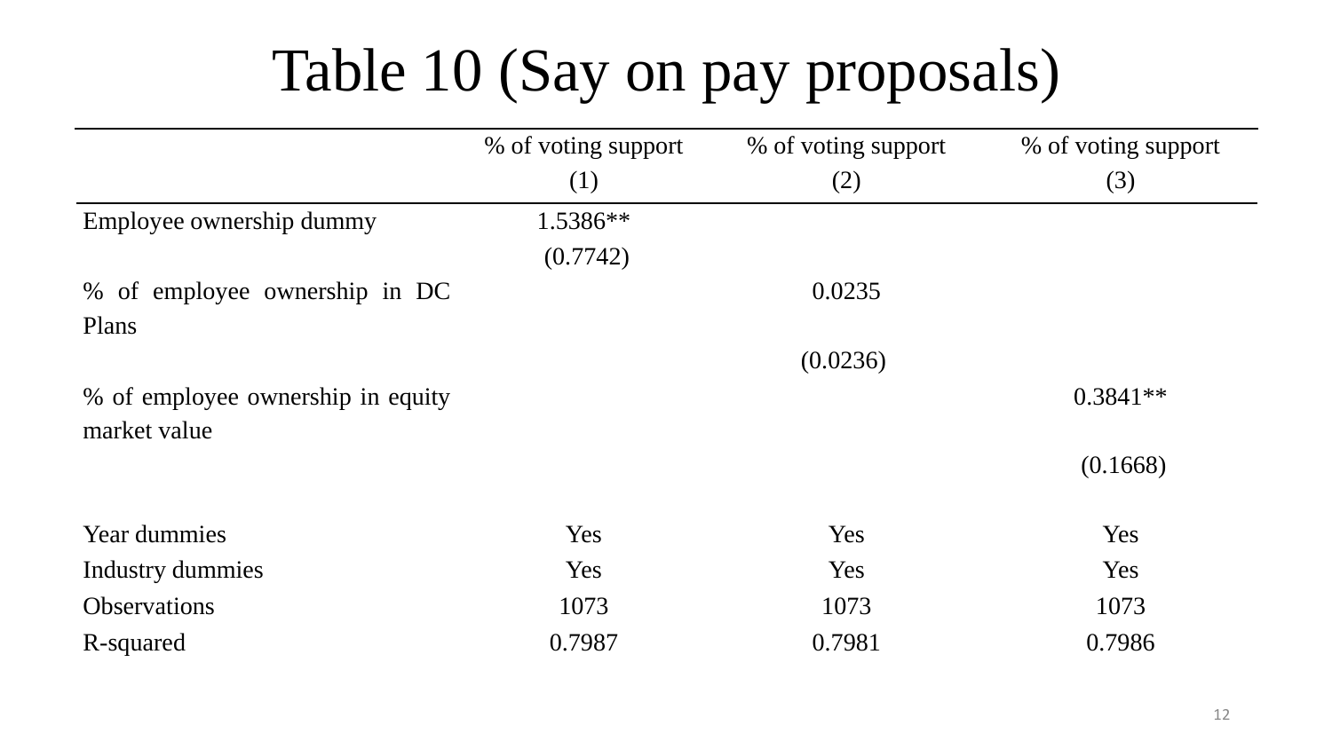# Table 10 (Say on pay proposals)

| | % of voting support | % of voting support | % of voting support |
|---|---|---|---|
| | (1) | (2) | (3) |
| Employee ownership dummy | 1.5386** | | |
| | (0.7742) | | |
| % of employee ownership in DC Plans | | 0.0235 | |
| | | (0.0236) | |
| % of employee ownership in equity market value | | | 0.3841** |
| | | | (0.1668) |
| Year dummies | Yes | Yes | Yes |
| Industry dummies | Yes | Yes | Yes |
| Observations | 1073 | 1073 | 1073 |
| R-squared | 0.7987 | 0.7981 | 0.7986 |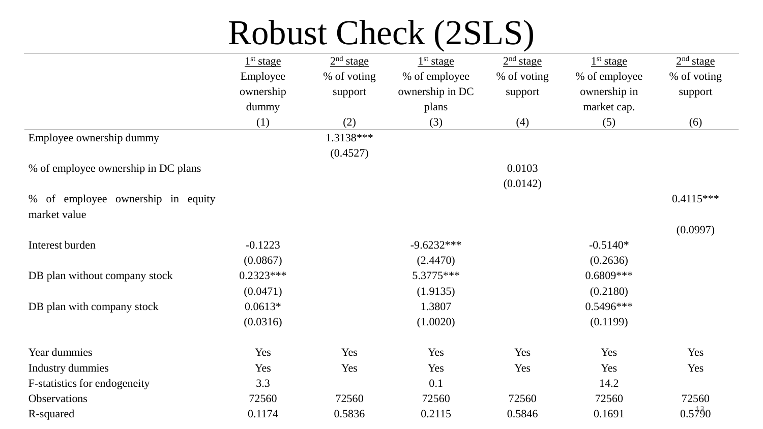# Robust Check (2SLS)

| | 1st stage | 2nd stage | 1st stage | 2nd stage | 1st stage | 2nd stage |
|---|---|---|---|---|---|---|
| | Employee ownership dummy | % of voting support | % of employee ownership in DC plans | % of voting support | % of employee ownership in market cap. | % of voting support |
| | (1) | (2) | (3) | (4) | (5) | (6) |
| Employee ownership dummy | | 1.3138*** | | | | |
| | | (0.4527) | | | | |
| % of employee ownership in DC plans | | | | 0.0103 | | |
| | | | | (0.0142) | | |
| % of employee ownership in equity market value | | | | | | 0.4115*** |
| | | | | | | (0.0997) |
| Interest burden | -0.1223 | | -9.6232*** | | -0.5140* | |
| | (0.0867) | | (2.4470) | | (0.2636) | |
| DB plan without company stock | 0.2323*** | | 5.3775*** | | 0.6809*** | |
| | (0.0471) | | (1.9135) | | (0.2180) | |
| DB plan with company stock | 0.0613* | | 1.3807 | | 0.5496*** | |
| | (0.0316) | | (1.0020) | | (0.1199) | |
| Year dummies | Yes | Yes | Yes | Yes | Yes | Yes |
| Industry dummies | Yes | Yes | Yes | Yes | Yes | Yes |
| F-statistics for endogeneity | 3.3 | | 0.1 | | 14.2 | |
| Observations | 72560 | 72560 | 72560 | 72560 | 72560 | 72560 |
| R-squared | 0.1174 | 0.5836 | 0.2115 | 0.5846 | 0.1691 | 0.5790 |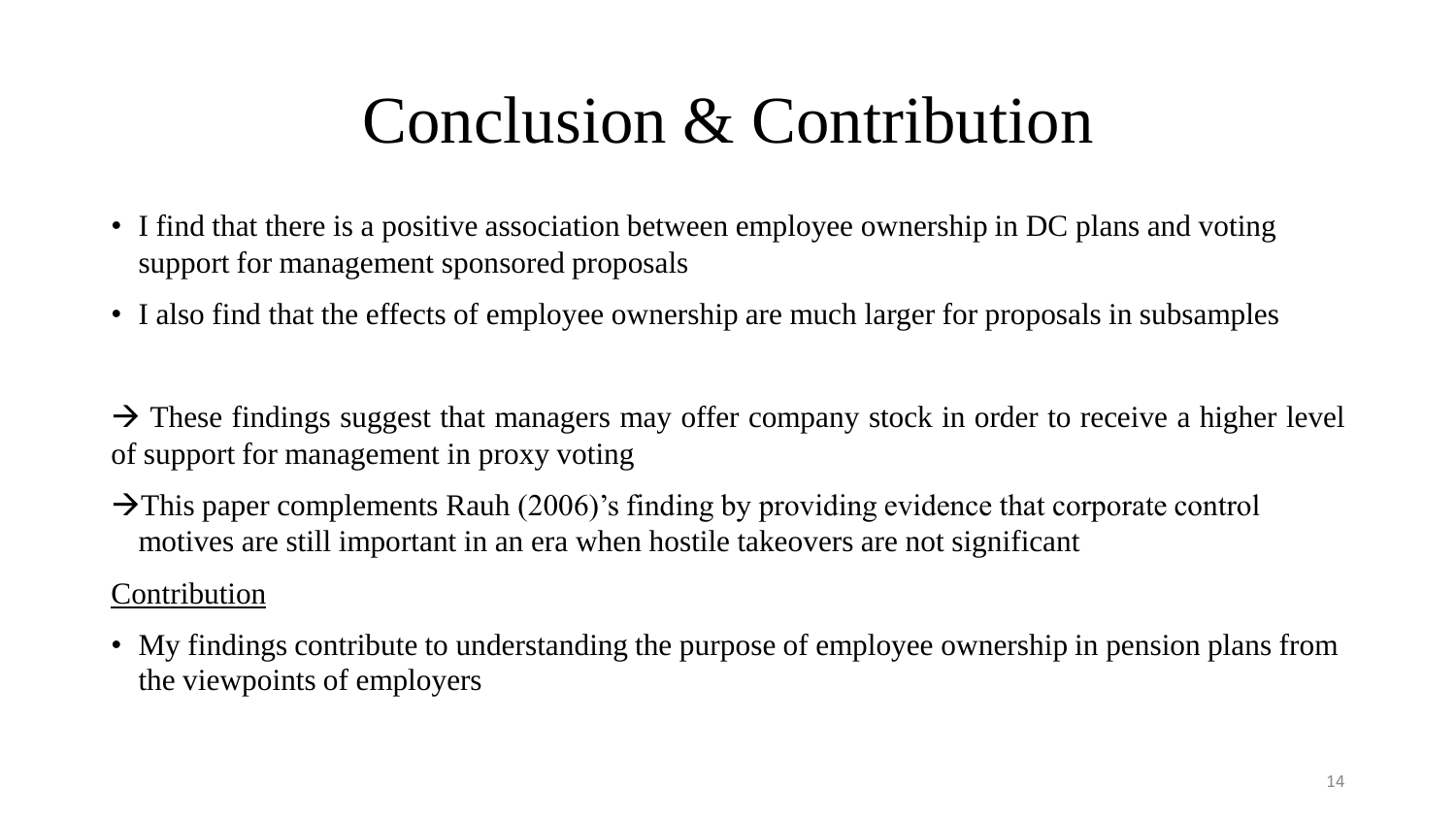# Conclusion & Contribution

- I find that there is a positive association between employee ownership in DC plans and voting support for management sponsored proposals
- I also find that the effects of employee ownership are much larger for proposals in subsamples

→ These findings suggest that managers may offer company stock in order to receive a higher level of support for management in proxy voting

→This paper complements Rauh (2006)'s finding by providing evidence that corporate control motives are still important in an era when hostile takeovers are not significant

<u>Contribution</u>

- My findings contribute to understanding the purpose of employee ownership in pension plans from the viewpoints of employers